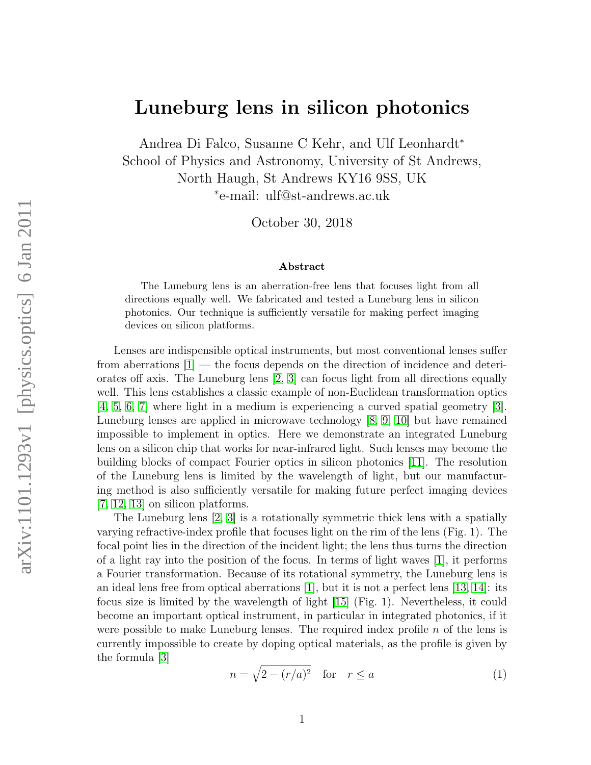# Luneburg lens in silicon photonics

Andrea Di Falco, Susanne C Kehr, and Ulf Leonhardt*
School of Physics and Astronomy, University of St Andrews,
North Haugh, St Andrews KY16 9SS, UK
*e-mail: ulf@st-andrews.ac.uk

October 30, 2018

### Abstract

The Luneburg lens is an aberration-free lens that focuses light from all directions equally well. We fabricated and tested a Luneburg lens in silicon photonics. Our technique is sufficiently versatile for making perfect imaging devices on silicon platforms.

Lenses are indispensible optical instruments, but most conventional lenses suffer from aberrations [1] — the focus depends on the direction of incidence and deteriorates off axis. The Luneburg lens [2, 3] can focus light from all directions equally well. This lens establishes a classic example of non-Euclidean transformation optics [4, 5, 6, 7] where light in a medium is experiencing a curved spatial geometry [3]. Luneburg lenses are applied in microwave technology [8, 9, 10] but have remained impossible to implement in optics. Here we demonstrate an integrated Luneburg lens on a silicon chip that works for near-infrared light. Such lenses may become the building blocks of compact Fourier optics in silicon photonics [11]. The resolution of the Luneburg lens is limited by the wavelength of light, but our manufacturing method is also sufficiently versatile for making future perfect imaging devices [7, 12, 13] on silicon platforms.

The Luneburg lens [2, 3] is a rotationally symmetric thick lens with a spatially varying refractive-index profile that focuses light on the rim of the lens (Fig. 1). The focal point lies in the direction of the incident light; the lens thus turns the direction of a light ray into the position of the focus. In terms of light waves [1], it performs a Fourier transformation. Because of its rotational symmetry, the Luneburg lens is an ideal lens free from optical aberrations [1], but it is not a perfect lens [13, 14]: its focus size is limited by the wavelength of light [15] (Fig. 1). Nevertheless, it could become an important optical instrument, in particular in integrated photonics, if it were possible to make Luneburg lenses. The required index profile $n$ of the lens is currently impossible to create by doping optical materials, as the profile is given by the formula [3]

$$n = \sqrt{2 - (r/a)^2} \quad \text{for} \quad r \leq a \tag{1}$$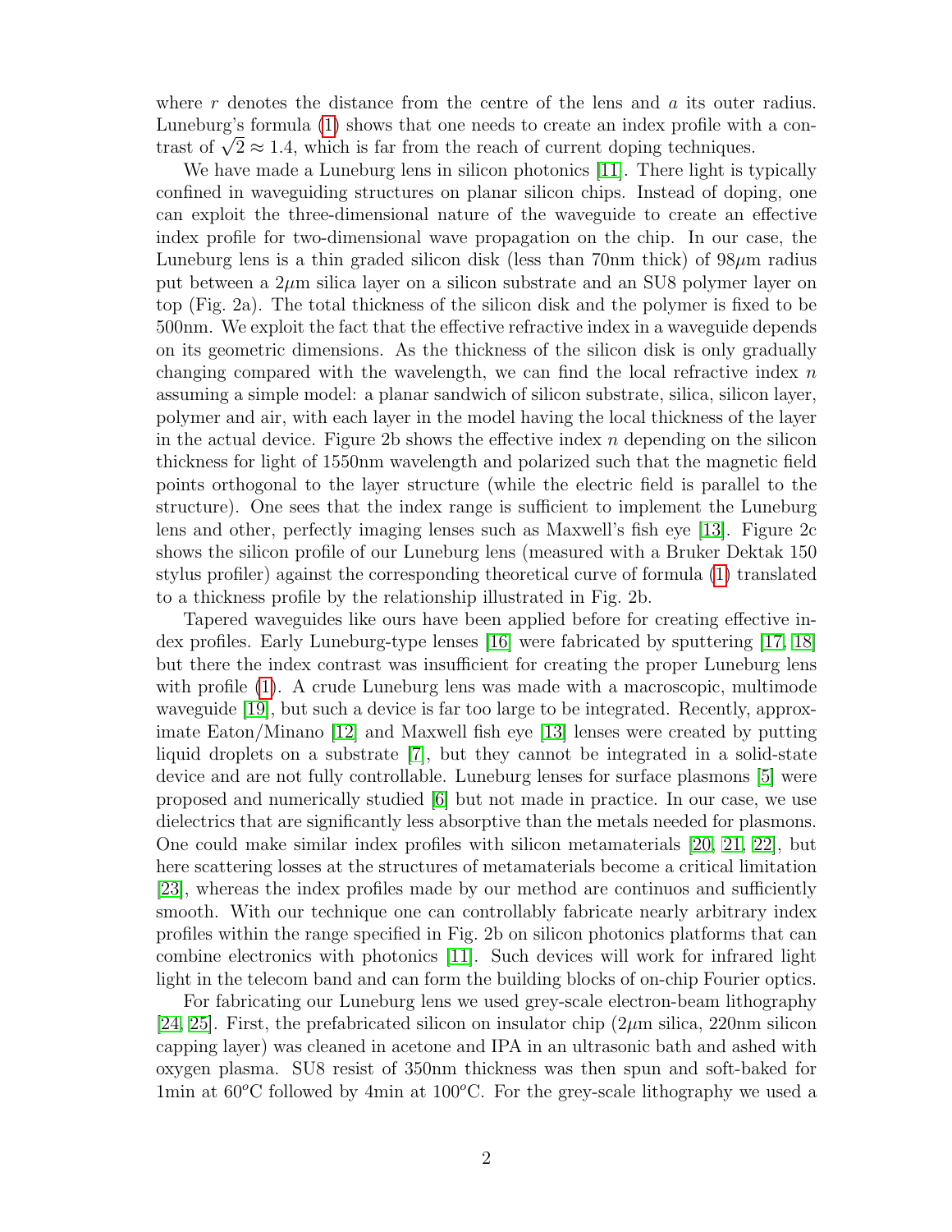where $r$ denotes the distance from the centre of the lens and $a$ its outer radius. Luneburg's formula (1) shows that one needs to create an index profile with a contrast of $\sqrt{2} \approx 1.4$, which is far from the reach of current doping techniques.

We have made a Luneburg lens in silicon photonics [11]. There light is typically confined in waveguiding structures on planar silicon chips. Instead of doping, one can exploit the three-dimensional nature of the waveguide to create an effective index profile for two-dimensional wave propagation on the chip. In our case, the Luneburg lens is a thin graded silicon disk (less than 70nm thick) of 98$\mu$m radius put between a 2$\mu$m silica layer on a silicon substrate and an SU8 polymer layer on top (Fig. 2a). The total thickness of the silicon disk and the polymer is fixed to be 500nm. We exploit the fact that the effective refractive index in a waveguide depends on its geometric dimensions. As the thickness of the silicon disk is only gradually changing compared with the wavelength, we can find the local refractive index $n$ assuming a simple model: a planar sandwich of silicon substrate, silica, silicon layer, polymer and air, with each layer in the model having the local thickness of the layer in the actual device. Figure 2b shows the effective index $n$ depending on the silicon thickness for light of 1550nm wavelength and polarized such that the magnetic field points orthogonal to the layer structure (while the electric field is parallel to the structure). One sees that the index range is sufficient to implement the Luneburg lens and other, perfectly imaging lenses such as Maxwell's fish eye [13]. Figure 2c shows the silicon profile of our Luneburg lens (measured with a Bruker Dektak 150 stylus profiler) against the corresponding theoretical curve of formula (1) translated to a thickness profile by the relationship illustrated in Fig. 2b.

Tapered waveguides like ours have been applied before for creating effective index profiles. Early Luneburg-type lenses [16] were fabricated by sputtering [17, 18] but there the index contrast was insufficient for creating the proper Luneburg lens with profile (1). A crude Luneburg lens was made with a macroscopic, multimode waveguide [19], but such a device is far too large to be integrated. Recently, approximate Eaton/Minano [12] and Maxwell fish eye [13] lenses were created by putting liquid droplets on a substrate [7], but they cannot be integrated in a solid-state device and are not fully controllable. Luneburg lenses for surface plasmons [5] were proposed and numerically studied [6] but not made in practice. In our case, we use dielectrics that are significantly less absorptive than the metals needed for plasmons. One could make similar index profiles with silicon metamaterials [20, 21, 22], but here scattering losses at the structures of metamaterials become a critical limitation [23], whereas the index profiles made by our method are continuos and sufficiently smooth. With our technique one can controllably fabricate nearly arbitrary index profiles within the range specified in Fig. 2b on silicon photonics platforms that can combine electronics with photonics [11]. Such devices will work for infrared light light in the telecom band and can form the building blocks of on-chip Fourier optics.

For fabricating our Luneburg lens we used grey-scale electron-beam lithography [24, 25]. First, the prefabricated silicon on insulator chip (2$\mu$m silica, 220nm silicon capping layer) was cleaned in acetone and IPA in an ultrasonic bath and ashed with oxygen plasma. SU8 resist of 350nm thickness was then spun and soft-baked for 1min at 60$^o$C followed by 4min at 100$^o$C. For the grey-scale lithography we used a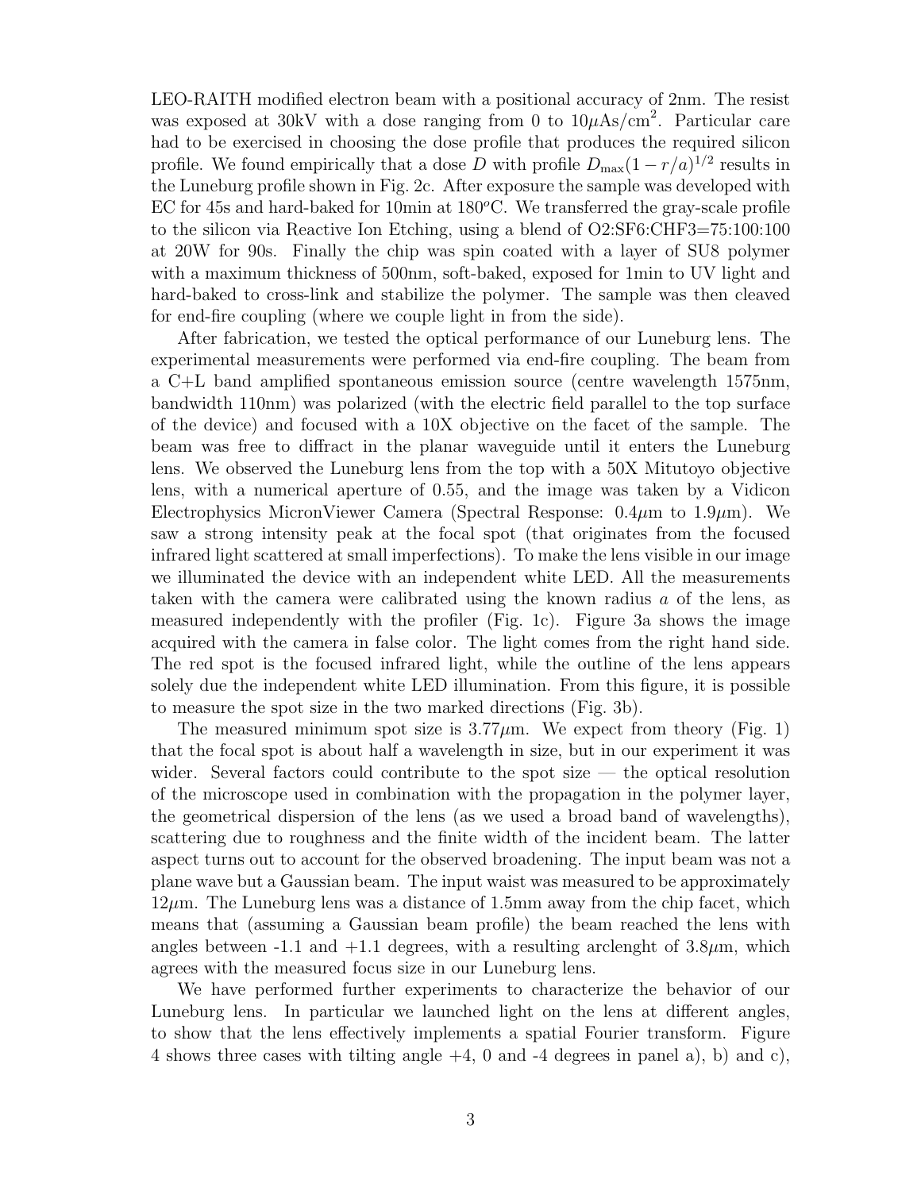LEO-RAITH modified electron beam with a positional accuracy of 2nm. The resist was exposed at 30kV with a dose ranging from 0 to 10$\mu$As/cm$^2$. Particular care had to be exercised in choosing the dose profile that produces the required silicon profile. We found empirically that a dose $D$ with profile $D_{\max}(1 - r/a)^{1/2}$ results in the Luneburg profile shown in Fig. 2c. After exposure the sample was developed with EC for 45s and hard-baked for 10min at 180$^o$C. We transferred the gray-scale profile to the silicon via Reactive Ion Etching, using a blend of O2:SF6:CHF3=75:100:100 at 20W for 90s. Finally the chip was spin coated with a layer of SU8 polymer with a maximum thickness of 500nm, soft-baked, exposed for 1min to UV light and hard-baked to cross-link and stabilize the polymer. The sample was then cleaved for end-fire coupling (where we couple light in from the side).

After fabrication, we tested the optical performance of our Luneburg lens. The experimental measurements were performed via end-fire coupling. The beam from a C+L band amplified spontaneous emission source (centre wavelength 1575nm, bandwidth 110nm) was polarized (with the electric field parallel to the top surface of the device) and focused with a 10X objective on the facet of the sample. The beam was free to diffract in the planar waveguide until it enters the Luneburg lens. We observed the Luneburg lens from the top with a 50X Mitutoyo objective lens, with a numerical aperture of 0.55, and the image was taken by a Vidicon Electrophysics MicronViewer Camera (Spectral Response: 0.4$\mu$m to 1.9$\mu$m). We saw a strong intensity peak at the focal spot (that originates from the focused infrared light scattered at small imperfections). To make the lens visible in our image we illuminated the device with an independent white LED. All the measurements taken with the camera were calibrated using the known radius $a$ of the lens, as measured independently with the profiler (Fig. 1c). Figure 3a shows the image acquired with the camera in false color. The light comes from the right hand side. The red spot is the focused infrared light, while the outline of the lens appears solely due the independent white LED illumination. From this figure, it is possible to measure the spot size in the two marked directions (Fig. 3b).

The measured minimum spot size is 3.77$\mu$m. We expect from theory (Fig. 1) that the focal spot is about half a wavelength in size, but in our experiment it was wider. Several factors could contribute to the spot size — the optical resolution of the microscope used in combination with the propagation in the polymer layer, the geometrical dispersion of the lens (as we used a broad band of wavelengths), scattering due to roughness and the finite width of the incident beam. The latter aspect turns out to account for the observed broadening. The input beam was not a plane wave but a Gaussian beam. The input waist was measured to be approximately 12$\mu$m. The Luneburg lens was a distance of 1.5mm away from the chip facet, which means that (assuming a Gaussian beam profile) the beam reached the lens with angles between -1.1 and +1.1 degrees, with a resulting arclenght of 3.8$\mu$m, which agrees with the measured focus size in our Luneburg lens.

We have performed further experiments to characterize the behavior of our Luneburg lens. In particular we launched light on the lens at different angles, to show that the lens effectively implements a spatial Fourier transform. Figure 4 shows three cases with tilting angle +4, 0 and -4 degrees in panel a), b) and c),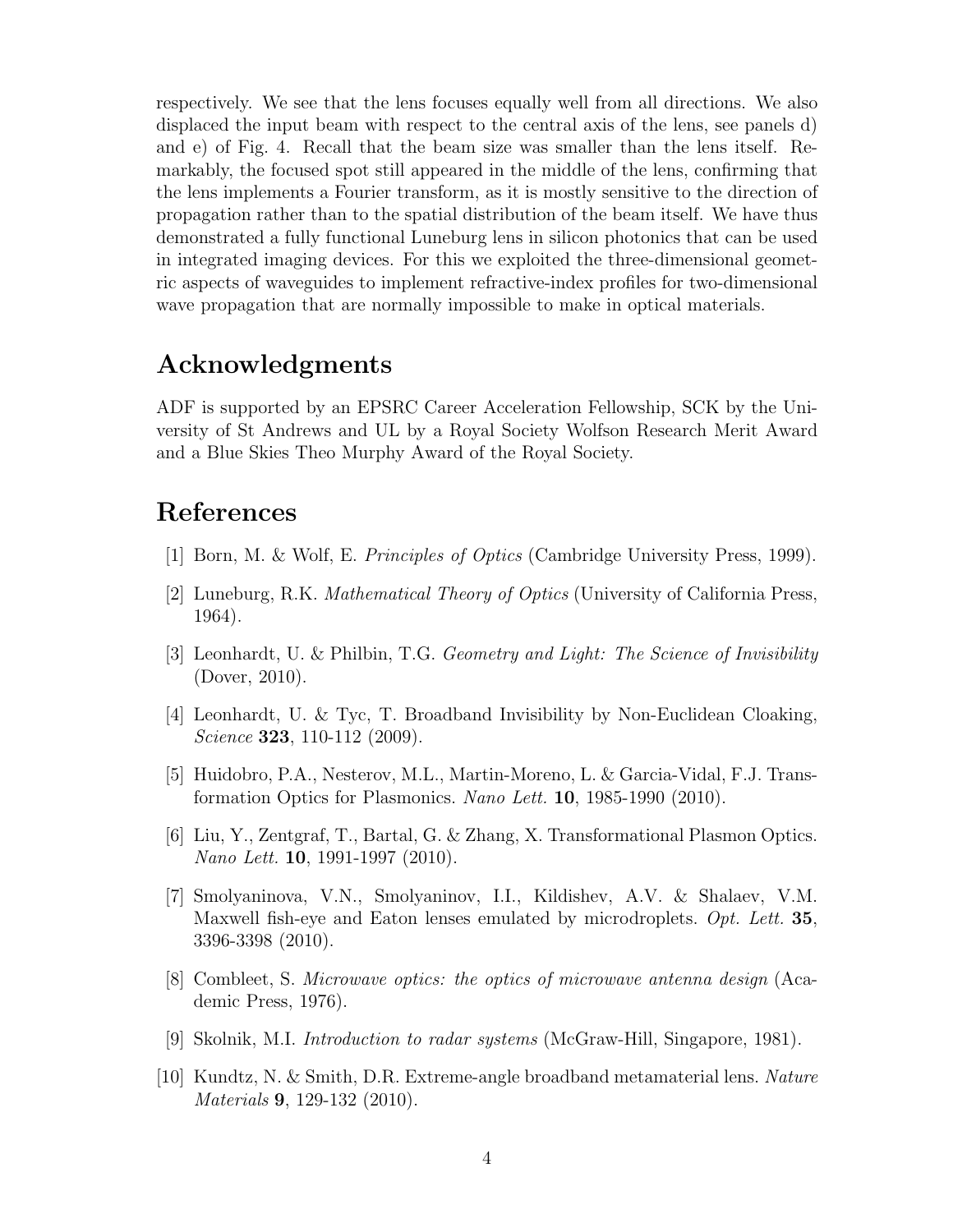respectively. We see that the lens focuses equally well from all directions. We also displaced the input beam with respect to the central axis of the lens, see panels d) and e) of Fig. 4. Recall that the beam size was smaller than the lens itself. Remarkably, the focused spot still appeared in the middle of the lens, confirming that the lens implements a Fourier transform, as it is mostly sensitive to the direction of propagation rather than to the spatial distribution of the beam itself. We have thus demonstrated a fully functional Luneburg lens in silicon photonics that can be used in integrated imaging devices. For this we exploited the three-dimensional geometric aspects of waveguides to implement refractive-index profiles for two-dimensional wave propagation that are normally impossible to make in optical materials.

## Acknowledgments

ADF is supported by an EPSRC Career Acceleration Fellowship, SCK by the University of St Andrews and UL by a Royal Society Wolfson Research Merit Award and a Blue Skies Theo Murphy Award of the Royal Society.

## References

[1] Born, M. & Wolf, E. *Principles of Optics* (Cambridge University Press, 1999).

[2] Luneburg, R.K. *Mathematical Theory of Optics* (University of California Press, 1964).

[3] Leonhardt, U. & Philbin, T.G. *Geometry and Light: The Science of Invisibility* (Dover, 2010).

[4] Leonhardt, U. & Tyc, T. Broadband Invisibility by Non-Euclidean Cloaking, *Science* **323**, 110-112 (2009).

[5] Huidobro, P.A., Nesterov, M.L., Martin-Moreno, L. & Garcia-Vidal, F.J. Transformation Optics for Plasmonics. *Nano Lett.* **10**, 1985-1990 (2010).

[6] Liu, Y., Zentgraf, T., Bartal, G. & Zhang, X. Transformational Plasmon Optics. *Nano Lett.* **10**, 1991-1997 (2010).

[7] Smolyaninova, V.N., Smolyaninov, I.I., Kildishev, A.V. & Shalaev, V.M. Maxwell fish-eye and Eaton lenses emulated by microdroplets. *Opt. Lett.* **35**, 3396-3398 (2010).

[8] Combleet, S. *Microwave optics: the optics of microwave antenna design* (Academic Press, 1976).

[9] Skolnik, M.I. *Introduction to radar systems* (McGraw-Hill, Singapore, 1981).

[10] Kundtz, N. & Smith, D.R. Extreme-angle broadband metamaterial lens. *Nature Materials* **9**, 129-132 (2010).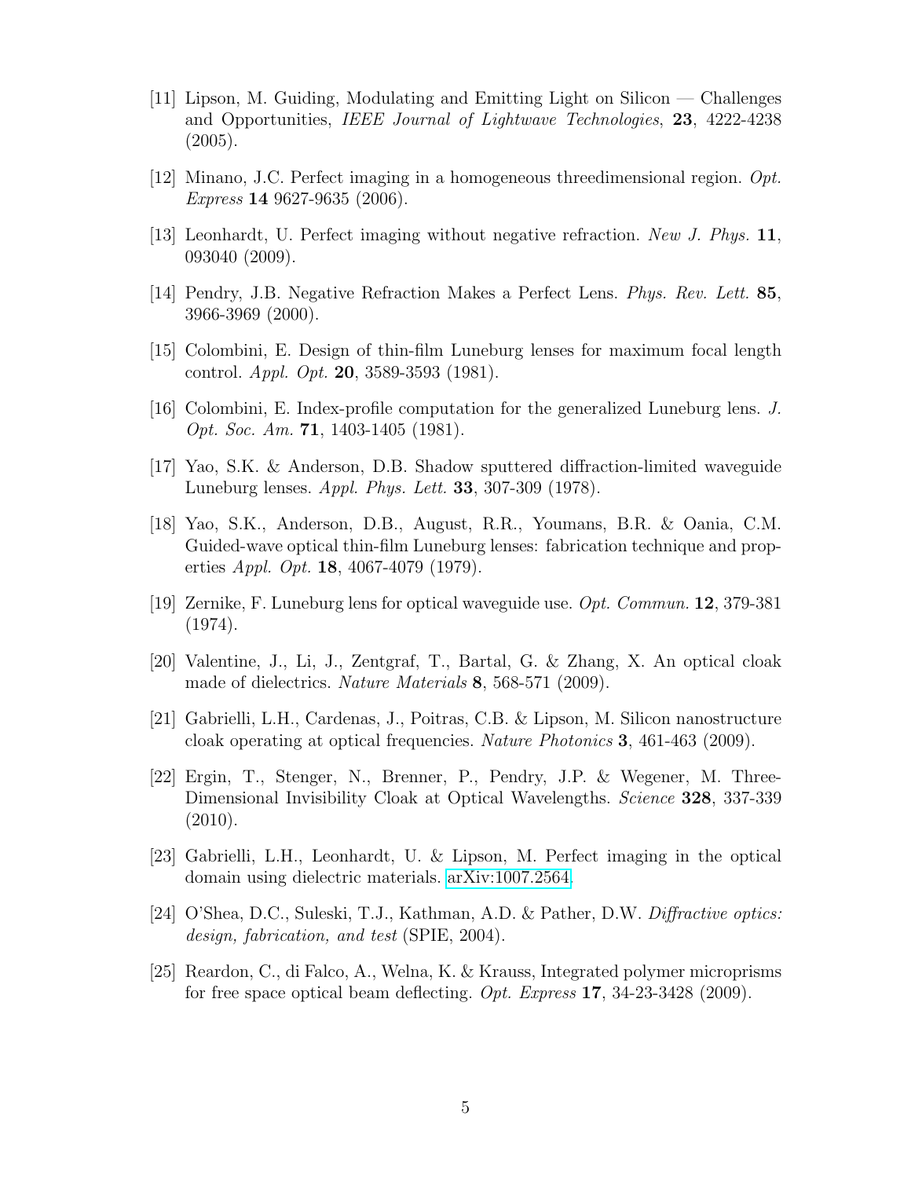[11] Lipson, M. Guiding, Modulating and Emitting Light on Silicon — Challenges and Opportunities, *IEEE Journal of Lightwave Technologies*, **23**, 4222-4238 (2005).

[12] Minano, J.C. Perfect imaging in a homogeneous threedimensional region. *Opt. Express* **14** 9627-9635 (2006).

[13] Leonhardt, U. Perfect imaging without negative refraction. *New J. Phys.* **11**, 093040 (2009).

[14] Pendry, J.B. Negative Refraction Makes a Perfect Lens. *Phys. Rev. Lett.* **85**, 3966-3969 (2000).

[15] Colombini, E. Design of thin-film Luneburg lenses for maximum focal length control. *Appl. Opt.* **20**, 3589-3593 (1981).

[16] Colombini, E. Index-profile computation for the generalized Luneburg lens. *J. Opt. Soc. Am.* **71**, 1403-1405 (1981).

[17] Yao, S.K. & Anderson, D.B. Shadow sputtered diffraction-limited waveguide Luneburg lenses. *Appl. Phys. Lett.* **33**, 307-309 (1978).

[18] Yao, S.K., Anderson, D.B., August, R.R., Youmans, B.R. & Oania, C.M. Guided-wave optical thin-film Luneburg lenses: fabrication technique and properties *Appl. Opt.* **18**, 4067-4079 (1979).

[19] Zernike, F. Luneburg lens for optical waveguide use. *Opt. Commun.* **12**, 379-381 (1974).

[20] Valentine, J., Li, J., Zentgraf, T., Bartal, G. & Zhang, X. An optical cloak made of dielectrics. *Nature Materials* **8**, 568-571 (2009).

[21] Gabrielli, L.H., Cardenas, J., Poitras, C.B. & Lipson, M. Silicon nanostructure cloak operating at optical frequencies. *Nature Photonics* **3**, 461-463 (2009).

[22] Ergin, T., Stenger, N., Brenner, P., Pendry, J.P. & Wegener, M. Three-Dimensional Invisibility Cloak at Optical Wavelengths. *Science* **328**, 337-339 (2010).

[23] Gabrielli, L.H., Leonhardt, U. & Lipson, M. Perfect imaging in the optical domain using dielectric materials. arXiv:1007.2564.

[24] O'Shea, D.C., Suleski, T.J., Kathman, A.D. & Pather, D.W. *Diffractive optics: design, fabrication, and test* (SPIE, 2004).

[25] Reardon, C., di Falco, A., Welna, K. & Krauss, Integrated polymer microprisms for free space optical beam deflecting. *Opt. Express* **17**, 34-23-3428 (2009).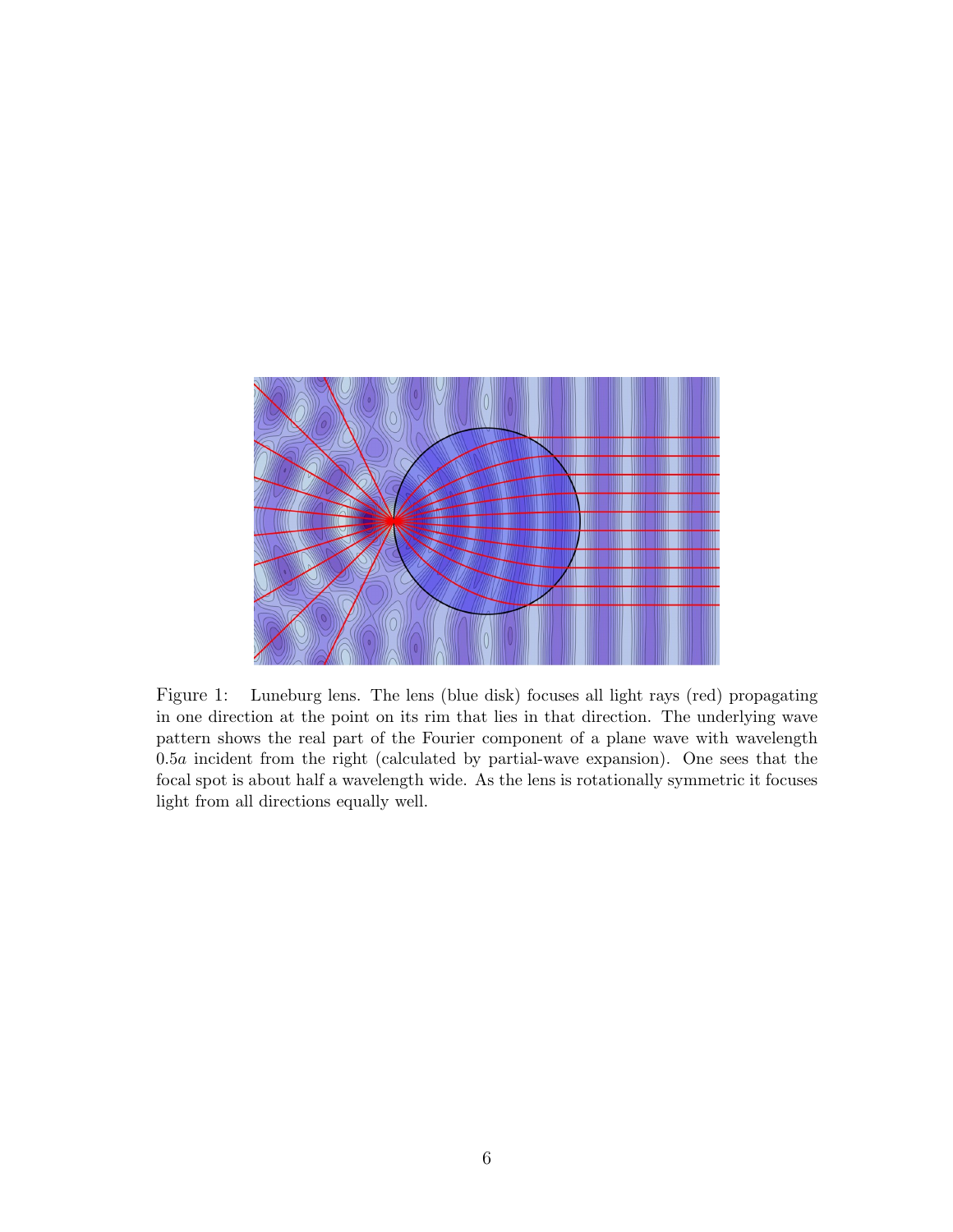Figure 1: Luneburg lens. The lens (blue disk) focuses all light rays (red) propagating in one direction at the point on its rim that lies in that direction. The underlying wave pattern shows the real part of the Fourier component of a plane wave with wavelength $0.5a$ incident from the right (calculated by partial-wave expansion). One sees that the focal spot is about half a wavelength wide. As the lens is rotationally symmetric it focuses light from all directions equally well.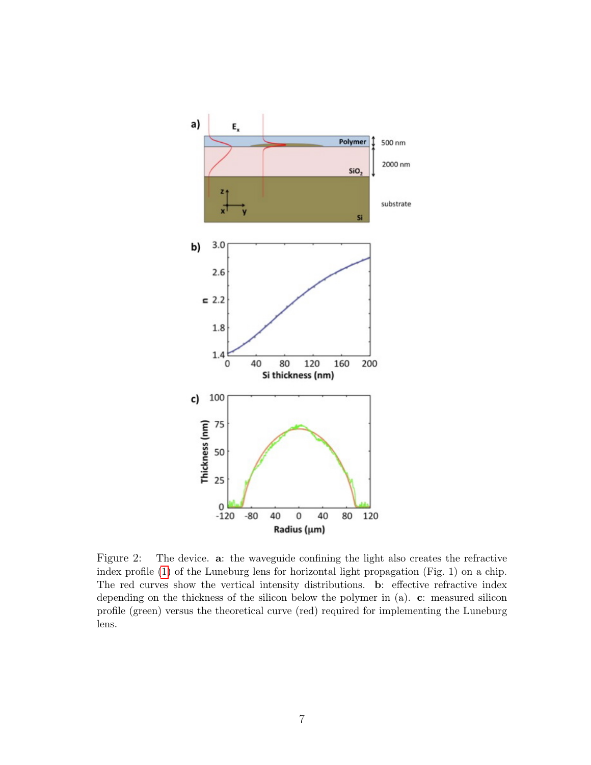Figure 2: The device. **a**: the waveguide confining the light also creates the refractive index profile (1) of the Luneburg lens for horizontal light propagation (Fig. 1) on a chip. The red curves show the vertical intensity distributions. **b**: effective refractive index depending on the thickness of the silicon below the polymer in (a). **c**: measured silicon profile (green) versus the theoretical curve (red) required for implementing the Luneburg lens.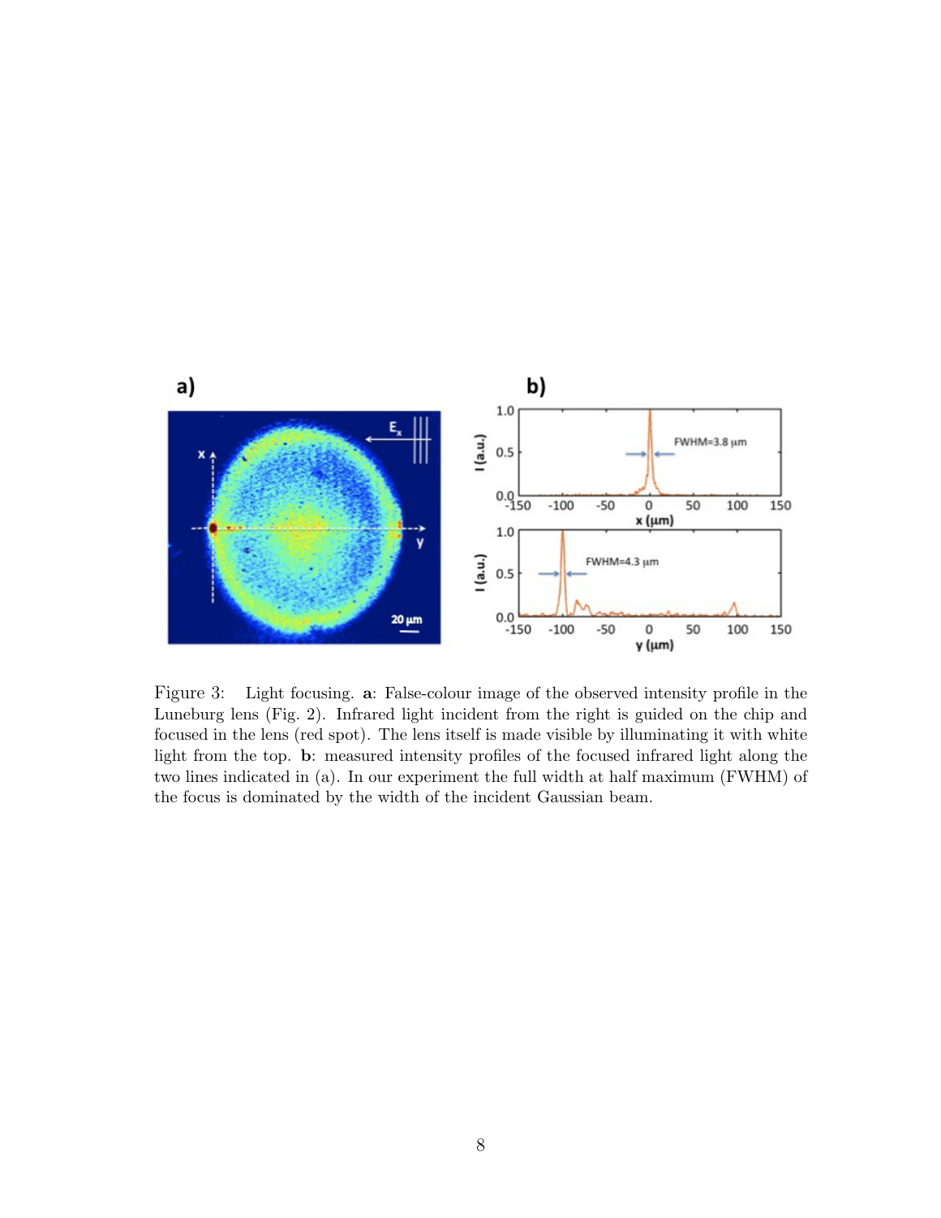Figure 3: Light focusing. **a**: False-colour image of the observed intensity profile in the Luneburg lens (Fig. 2). Infrared light incident from the right is guided on the chip and focused in the lens (red spot). The lens itself is made visible by illuminating it with white light from the top. **b**: measured intensity profiles of the focused infrared light along the two lines indicated in (a). In our experiment the full width at half maximum (FWHM) of the focus is dominated by the width of the incident Gaussian beam.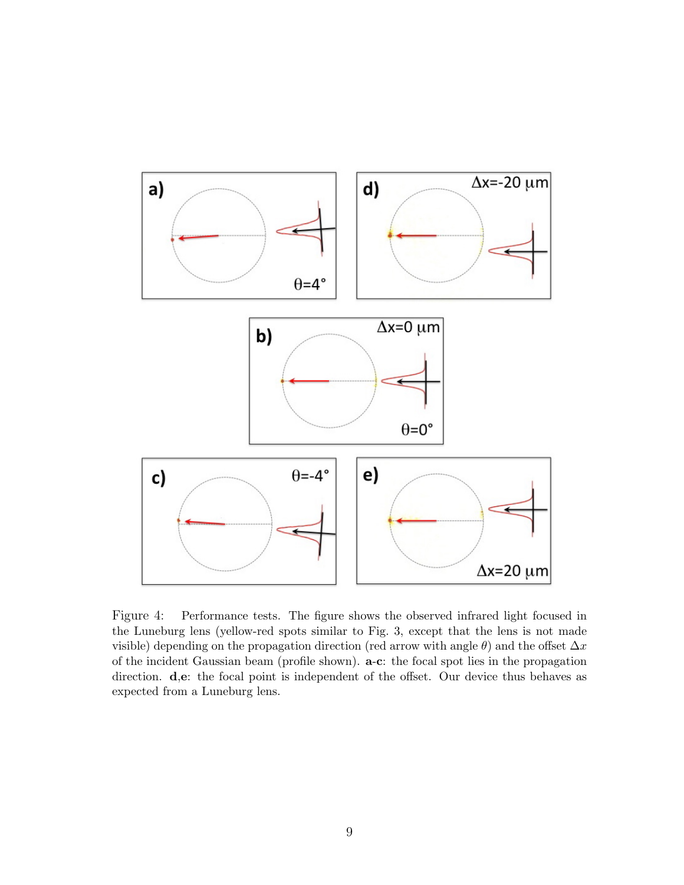a)

θ=4°

d)

Δx=-20 μm

b)

Δx=0 μm

θ=0°

c)

θ=-4°

e)

Δx=20 μm

Figure 4: Performance tests. The figure shows the observed infrared light focused in the Luneburg lens (yellow-red spots similar to Fig. 3, except that the lens is not made visible) depending on the propagation direction (red arrow with angle $\theta$) and the offset $\Delta x$ of the incident Gaussian beam (profile shown). **a-c**: the focal spot lies in the propagation direction. **d**,**e**: the focal point is independent of the offset. Our device thus behaves as expected from a Luneburg lens.